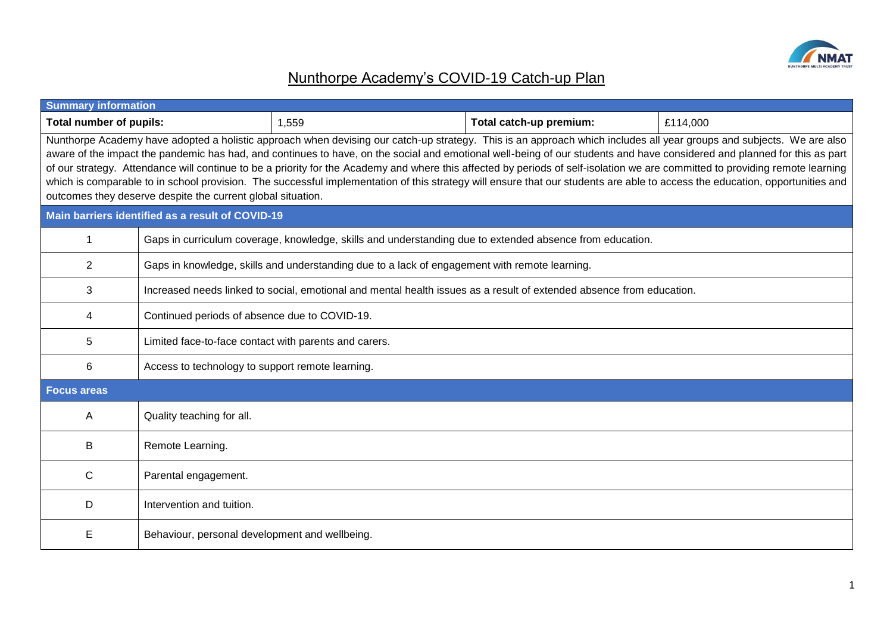# Nunthorpe Academy's COVID-19 Catch-up Plan

| Summary information | | | |
|---|---|---|---|
| **Total number of pupils:** | 1,559 | **Total catch-up premium:** | £114,000 |

Nunthorpe Academy have adopted a holistic approach when devising our catch-up strategy. This is an approach which includes all year groups and subjects. We are also aware of the impact the pandemic has had, and continues to have, on the social and emotional well-being of our students and have considered and planned for this as part of our strategy. Attendance will continue to be a priority for the Academy and where this affected by periods of self-isolation we are committed to providing remote learning which is comparable to in school provision. The successful implementation of this strategy will ensure that our students are able to access the education, opportunities and outcomes they deserve despite the current global situation.

| Main barriers identified as a result of COVID-19 | |
|---|---|
| 1 | Gaps in curriculum coverage, knowledge, skills and understanding due to extended absence from education. |
| 2 | Gaps in knowledge, skills and understanding due to a lack of engagement with remote learning. |
| 3 | Increased needs linked to social, emotional and mental health issues as a result of extended absence from education. |
| 4 | Continued periods of absence due to COVID-19. |
| 5 | Limited face-to-face contact with parents and carers. |
| 6 | Access to technology to support remote learning. |

| Focus areas | |
|---|---|
| A | Quality teaching for all. |
| B | Remote Learning. |
| C | Parental engagement. |
| D | Intervention and tuition. |
| E | Behaviour, personal development and wellbeing. |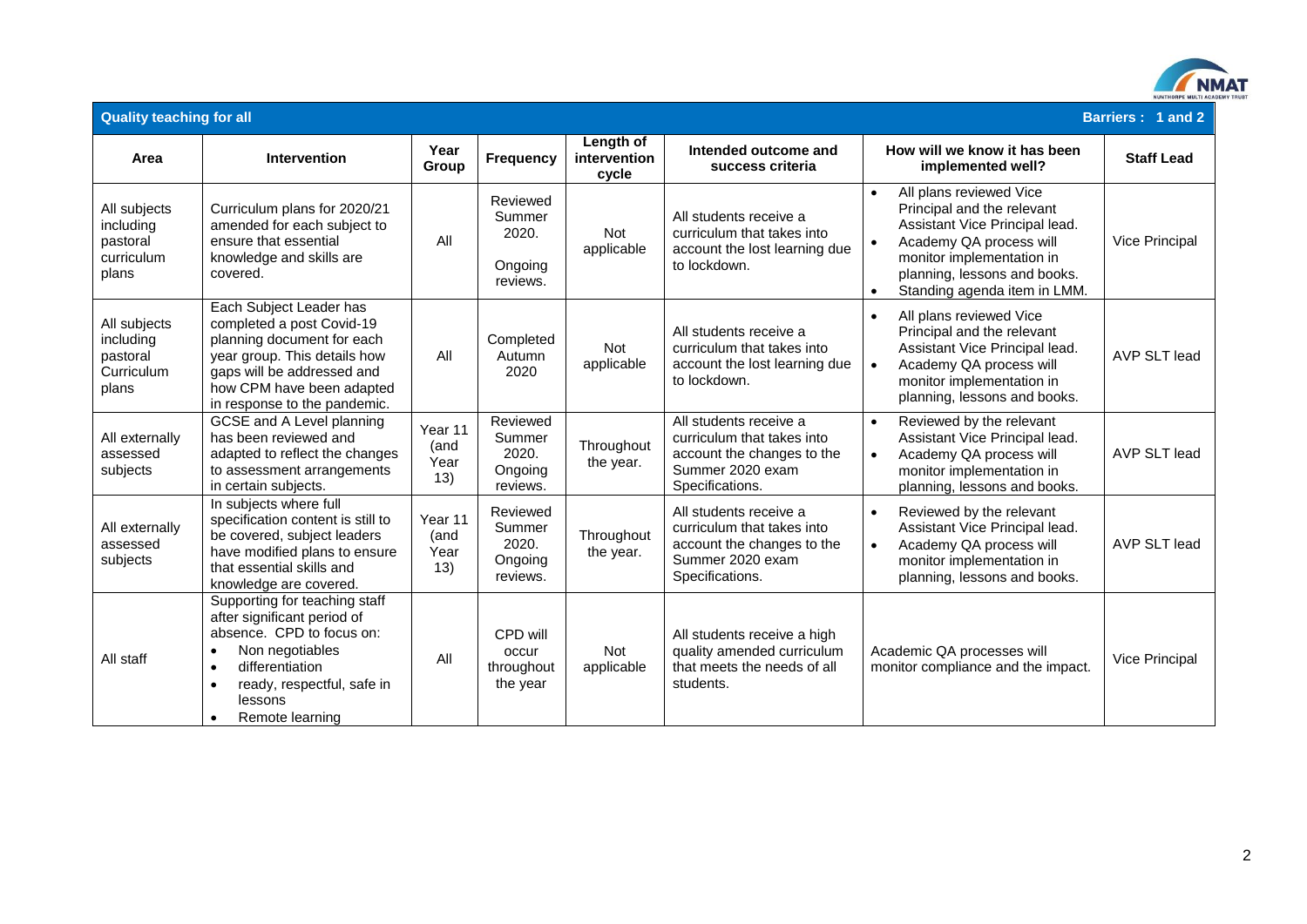## Quality teaching for all

**Barriers : 1 and 2**

| Area | Intervention | Year Group | Frequency | Length of intervention cycle | Intended outcome and success criteria | How will we know it has been implemented well? | Staff Lead |
|---|---|---|---|---|---|---|---|
| All subjects including pastoral curriculum plans | Curriculum plans for 2020/21 amended for each subject to ensure that essential knowledge and skills are covered. | All | Reviewed Summer 2020. Ongoing reviews. | Not applicable | All students receive a curriculum that takes into account the lost learning due to lockdown. | • All plans reviewed Vice Principal and the relevant Assistant Vice Principal lead. • Academy QA process will monitor implementation in planning, lessons and books. • Standing agenda item in LMM. | Vice Principal |
| All subjects including pastoral Curriculum plans | Each Subject Leader has completed a post Covid-19 planning document for each year group. This details how gaps will be addressed and how CPM have been adapted in response to the pandemic. | All | Completed Autumn 2020 | Not applicable | All students receive a curriculum that takes into account the lost learning due to lockdown. | • All plans reviewed Vice Principal and the relevant Assistant Vice Principal lead. • Academy QA process will monitor implementation in planning, lessons and books. | AVP SLT lead |
| All externally assessed subjects | GCSE and A Level planning has been reviewed and adapted to reflect the changes to assessment arrangements in certain subjects. | Year 11 (and Year 13) | Reviewed Summer 2020. Ongoing reviews. | Throughout the year. | All students receive a curriculum that takes into account the changes to the Summer 2020 exam Specifications. | • Reviewed by the relevant Assistant Vice Principal lead. • Academy QA process will monitor implementation in planning, lessons and books. | AVP SLT lead |
| All externally assessed subjects | In subjects where full specification content is still to be covered, subject leaders have modified plans to ensure that essential skills and knowledge are covered. | Year 11 (and Year 13) | Reviewed Summer 2020. Ongoing reviews. | Throughout the year. | All students receive a curriculum that takes into account the changes to the Summer 2020 exam Specifications. | • Reviewed by the relevant Assistant Vice Principal lead. • Academy QA process will monitor implementation in planning, lessons and books. | AVP SLT lead |
| All staff | Supporting for teaching staff after significant period of absence. CPD to focus on: • Non negotiables • differentiation • ready, respectful, safe in lessons • Remote learning | All | CPD will occur throughout the year | Not applicable | All students receive a high quality amended curriculum that meets the needs of all students. | Academic QA processes will monitor compliance and the impact. | Vice Principal |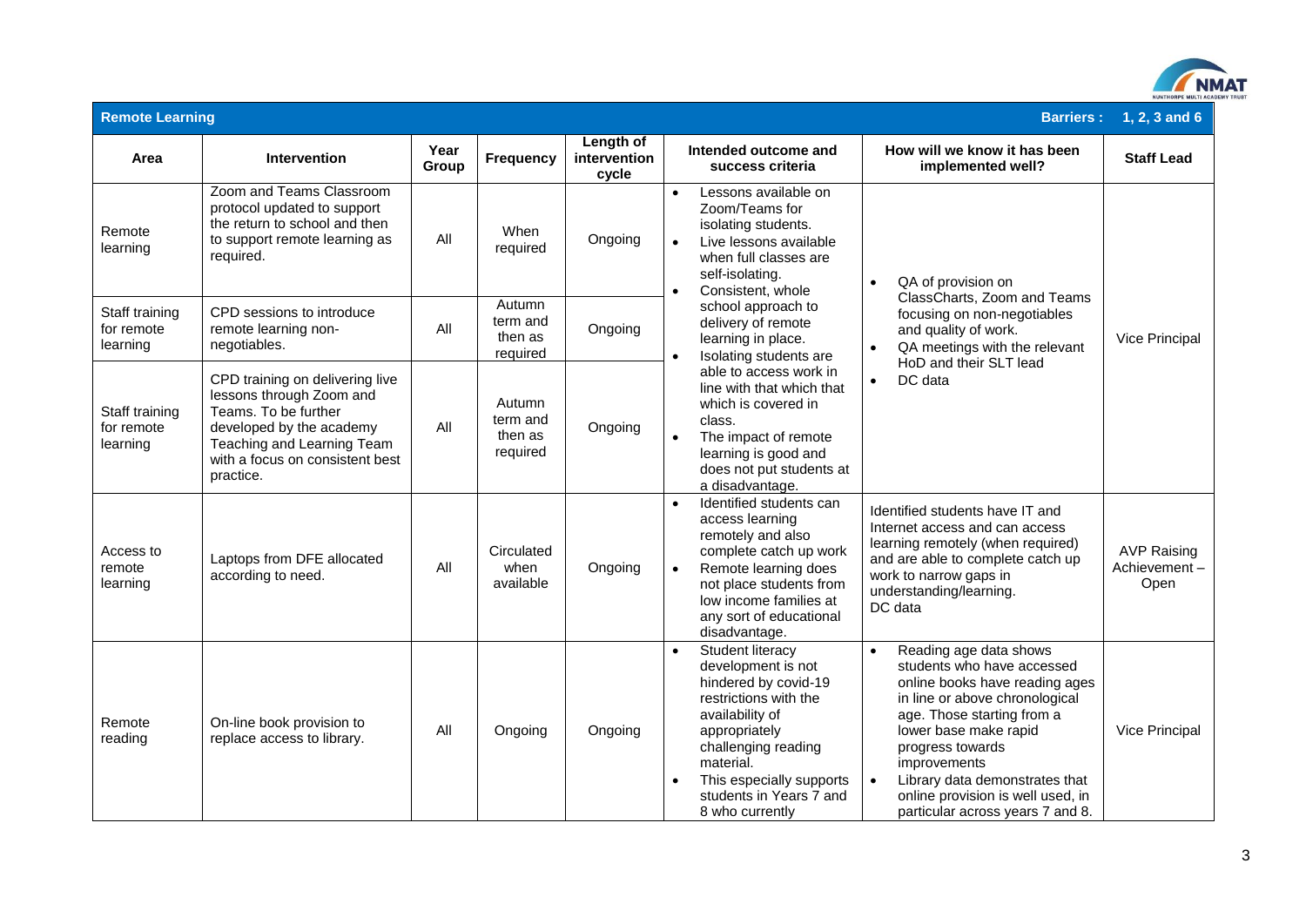| Remote Learning | | | | | | Barriers : | 1, 2, 3 and 6 |
|---|---|---|---|---|---|---|---|
| **Area** | **Intervention** | **Year Group** | **Frequency** | **Length of intervention cycle** | **Intended outcome and success criteria** | **How will we know it has been implemented well?** | **Staff Lead** |
| Remote learning | Zoom and Teams Classroom protocol updated to support the return to school and then to support remote learning as required. | All | When required | Ongoing | • Lessons available on Zoom/Teams for isolating students. • Live lessons available when full classes are self-isolating. • Consistent, whole school approach to delivery of remote learning in place. • Isolating students are able to access work in line with that which that which is covered in class. • The impact of remote learning is good and does not put students at a disadvantage. | • QA of provision on ClassCharts, Zoom and Teams focusing on non-negotiables and quality of work. • QA meetings with the relevant HoD and their SLT lead • DC data | Vice Principal |
| Staff training for remote learning | CPD sessions to introduce remote learning non-negotiables. | All | Autumn term and then as required | Ongoing | | | |
| Staff training for remote learning | CPD training on delivering live lessons through Zoom and Teams. To be further developed by the academy Teaching and Learning Team with a focus on consistent best practice. | All | Autumn term and then as required | Ongoing | | | |
| Access to remote learning | Laptops from DFE allocated according to need. | All | Circulated when available | Ongoing | • Identified students can access learning remotely and also complete catch up work • Remote learning does not place students from low income families at any sort of educational disadvantage. | Identified students have IT and Internet access and can access learning remotely (when required) and are able to complete catch up work to narrow gaps in understanding/learning. DC data | AVP Raising Achievement – Open |
| Remote reading | On-line book provision to replace access to library. | All | Ongoing | Ongoing | • Student literacy development is not hindered by covid-19 restrictions with the availability of appropriately challenging reading material. • This especially supports students in Years 7 and 8 who currently | • Reading age data shows students who have accessed online books have reading ages in line or above chronological age. Those starting from a lower base make rapid progress towards improvements • Library data demonstrates that online provision is well used, in particular across years 7 and 8. | Vice Principal |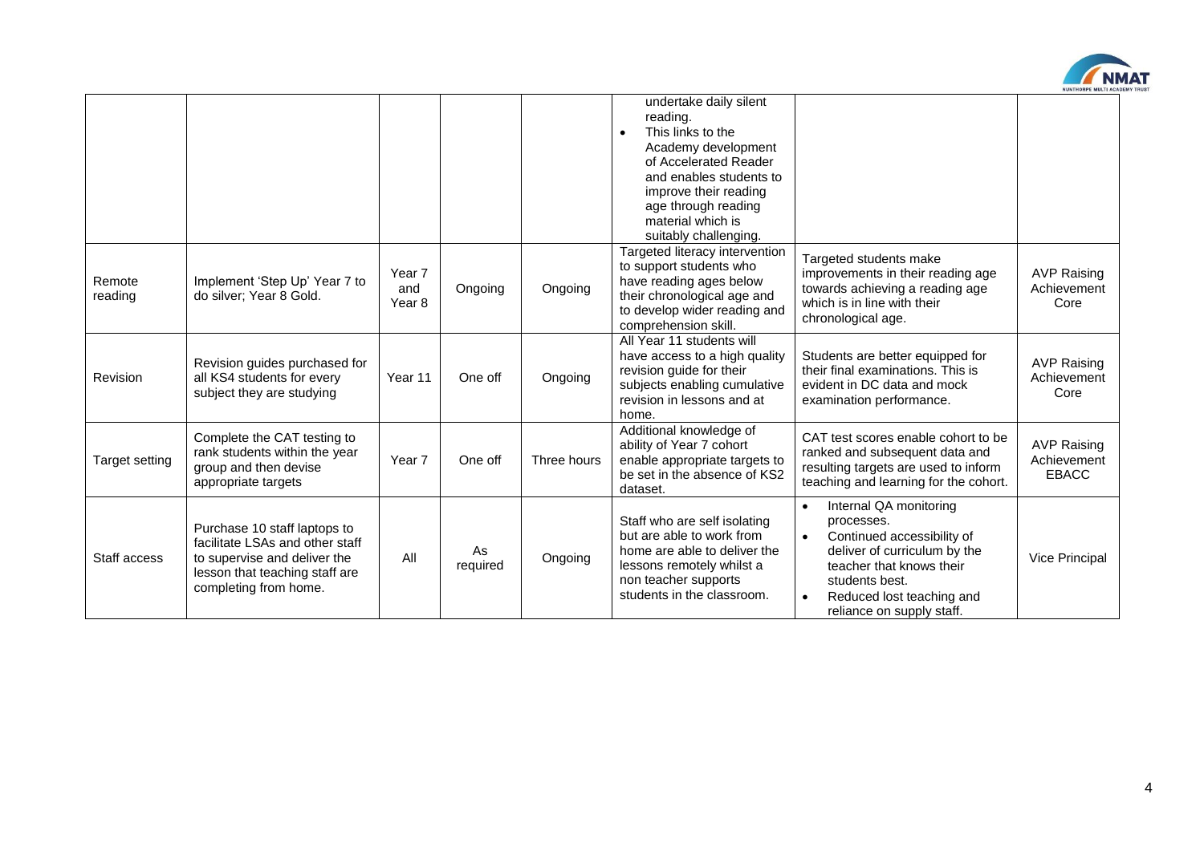| | | | | | | | |
|---|---|---|---|---|---|---|---|
| | | | | | undertake daily silent reading.<br>• This links to the Academy development of Accelerated Reader and enables students to improve their reading age through reading material which is suitably challenging. | | |
| Remote reading | Implement 'Step Up' Year 7 to do silver; Year 8 Gold. | Year 7 and Year 8 | Ongoing | Ongoing | Targeted literacy intervention to support students who have reading ages below their chronological age and to develop wider reading and comprehension skill. | Targeted students make improvements in their reading age towards achieving a reading age which is in line with their chronological age. | AVP Raising Achievement Core |
| Revision | Revision guides purchased for all KS4 students for every subject they are studying | Year 11 | One off | Ongoing | All Year 11 students will have access to a high quality revision guide for their subjects enabling cumulative revision in lessons and at home. | Students are better equipped for their final examinations. This is evident in DC data and mock examination performance. | AVP Raising Achievement Core |
| Target setting | Complete the CAT testing to rank students within the year group and then devise appropriate targets | Year 7 | One off | Three hours | Additional knowledge of ability of Year 7 cohort enable appropriate targets to be set in the absence of KS2 dataset. | CAT test scores enable cohort to be ranked and subsequent data and resulting targets are used to inform teaching and learning for the cohort. | AVP Raising Achievement EBACC |
| Staff access | Purchase 10 staff laptops to facilitate LSAs and other staff to supervise and deliver the lesson that teaching staff are completing from home. | All | As required | Ongoing | Staff who are self isolating but are able to work from home are able to deliver the lessons remotely whilst a non teacher supports students in the classroom. | • Internal QA monitoring processes.<br>• Continued accessibility of deliver of curriculum by the teacher that knows their students best.<br>• Reduced lost teaching and reliance on supply staff. | Vice Principal |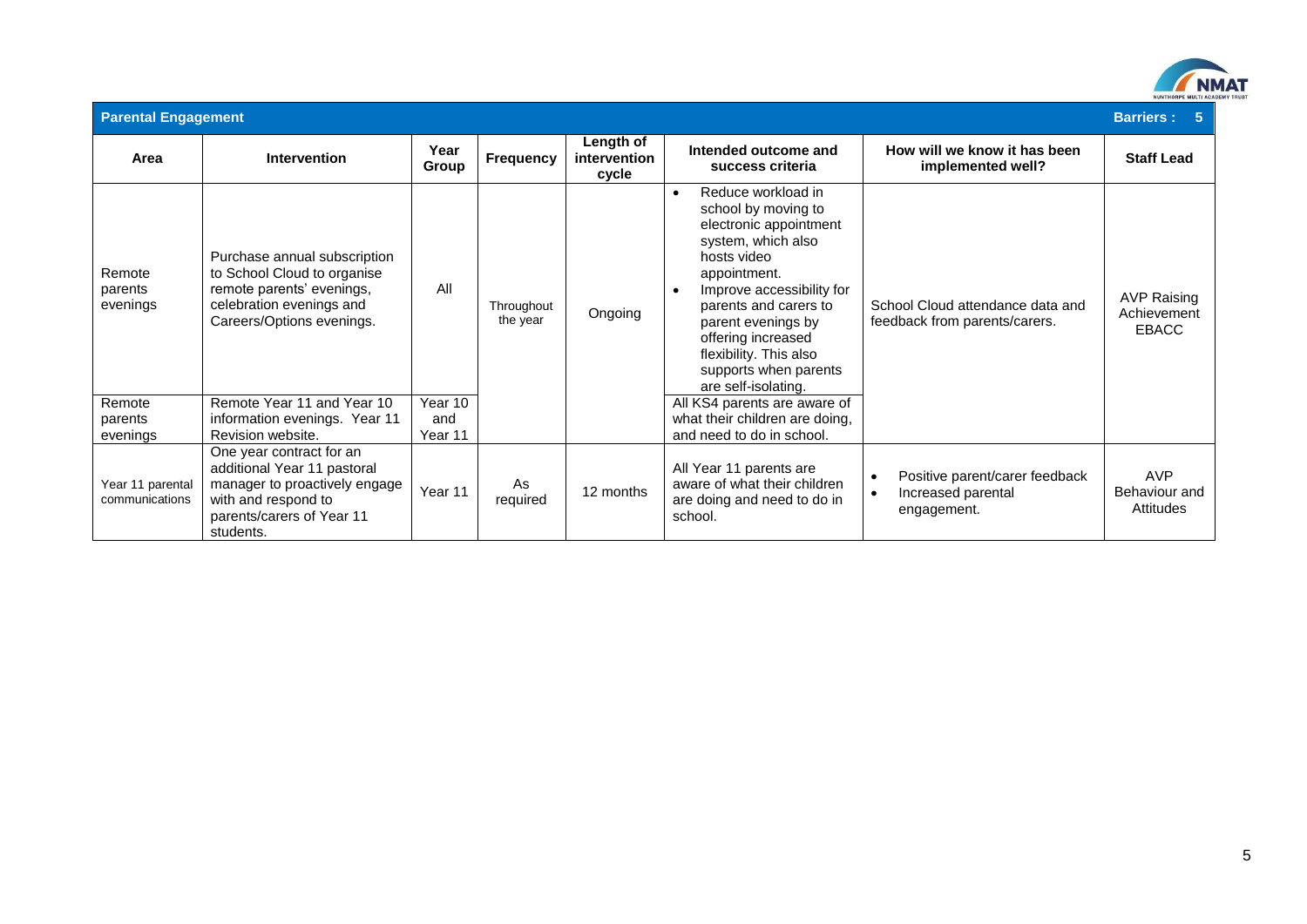**Parental Engagement** | **Barriers : 5**

| Area | Intervention | Year Group | Frequency | Length of intervention cycle | Intended outcome and success criteria | How will we know it has been implemented well? | Staff Lead |
|---|---|---|---|---|---|---|---|
| Remote parents evenings | Purchase annual subscription to School Cloud to organise remote parents' evenings, celebration evenings and Careers/Options evenings. | All | Throughout the year | Ongoing | • Reduce workload in school by moving to electronic appointment system, which also hosts video appointment. • Improve accessibility for parents and carers to parent evenings by offering increased flexibility. This also supports when parents are self-isolating. | School Cloud attendance data and feedback from parents/carers. | AVP Raising Achievement EBACC |
| Remote parents evenings | Remote Year 11 and Year 10 information evenings. Year 11 Revision website. | Year 10 and Year 11 | | | All KS4 parents are aware of what their children are doing, and need to do in school. | | |
| Year 11 parental communications | One year contract for an additional Year 11 pastoral manager to proactively engage with and respond to parents/carers of Year 11 students. | Year 11 | As required | 12 months | All Year 11 parents are aware of what their children are doing and need to do in school. | • Positive parent/carer feedback • Increased parental engagement. | AVP Behaviour and Attitudes |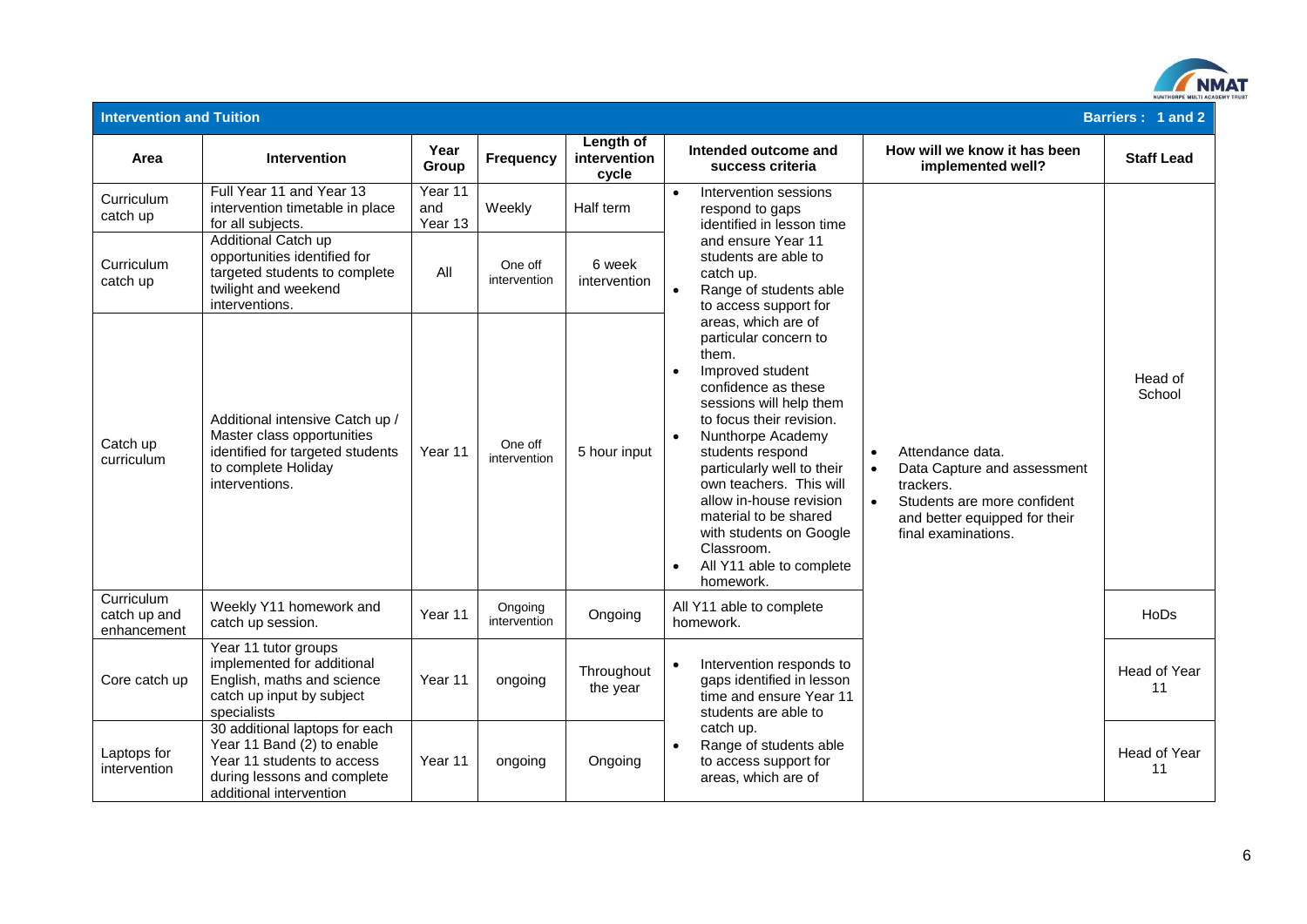**Intervention and Tuition** — Barriers : 1 and 2

| Area | Intervention | Year Group | Frequency | Length of intervention cycle | Intended outcome and success criteria | How will we know it has been implemented well? | Staff Lead |
|---|---|---|---|---|---|---|---|
| Curriculum catch up | Full Year 11 and Year 13 intervention timetable in place for all subjects. | Year 11 and Year 13 | Weekly | Half term | • Intervention sessions respond to gaps identified in lesson time and ensure Year 11 students are able to catch up. • Range of students able to access support for areas, which are of particular concern to them. • Improved student confidence as these sessions will help them to focus their revision. • Nunthorpe Academy students respond particularly well to their own teachers. This will allow in-house revision material to be shared with students on Google Classroom. • All Y11 able to complete homework. | • Attendance data. • Data Capture and assessment trackers. • Students are more confident and better equipped for their final examinations. | Head of School |
| Curriculum catch up | Additional Catch up opportunities identified for targeted students to complete twilight and weekend interventions. | All | One off intervention | 6 week intervention | | | |
| Catch up curriculum | Additional intensive Catch up / Master class opportunities identified for targeted students to complete Holiday interventions. | Year 11 | One off intervention | 5 hour input | | | |
| Curriculum catch up and enhancement | Weekly Y11 homework and catch up session. | Year 11 | Ongoing intervention | Ongoing | All Y11 able to complete homework. | | HoDs |
| Core catch up | Year 11 tutor groups implemented for additional English, maths and science catch up input by subject specialists | Year 11 | ongoing | Throughout the year | • Intervention responds to gaps identified in lesson time and ensure Year 11 students are able to catch up. • Range of students able to access support for areas, which are of | | Head of Year 11 |
| Laptops for intervention | 30 additional laptops for each Year 11 Band (2) to enable Year 11 students to access during lessons and complete additional intervention | Year 11 | ongoing | Ongoing | | | Head of Year 11 |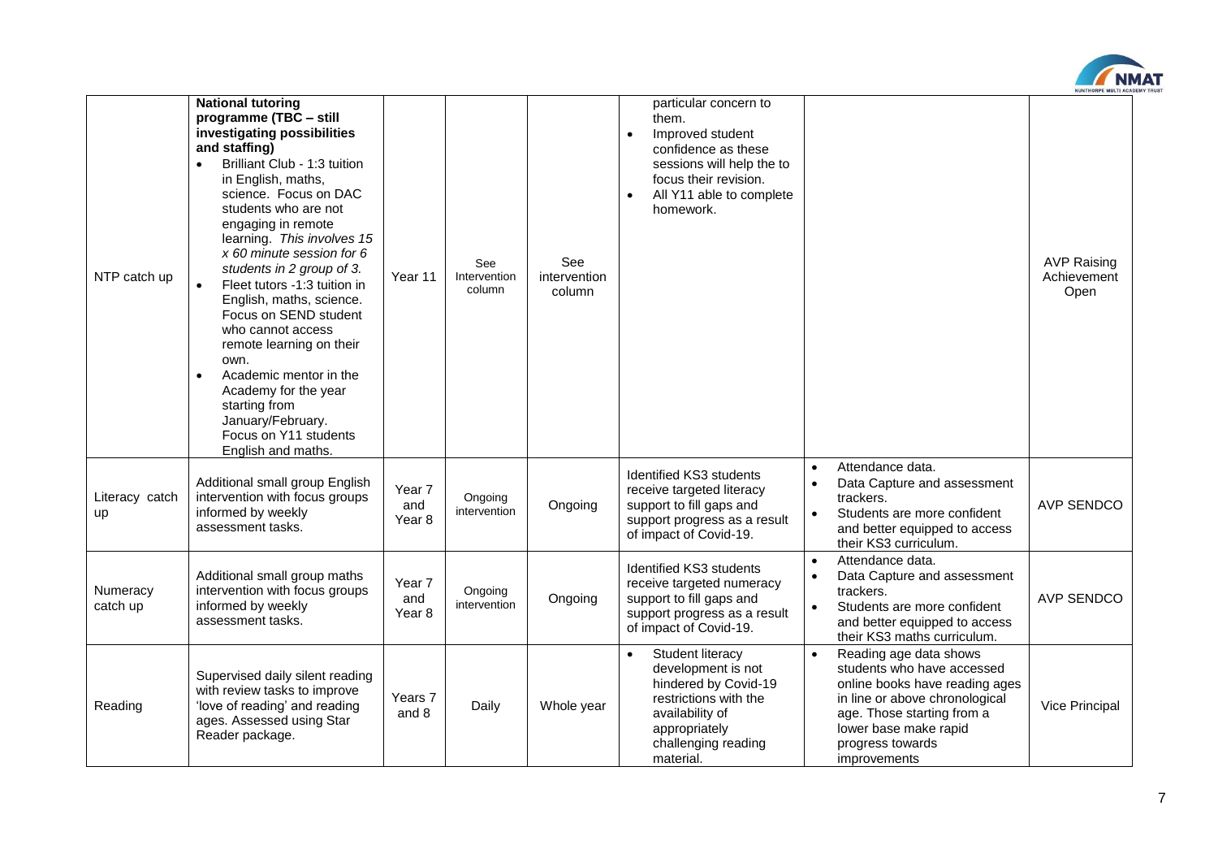| NTP catch up | **National tutoring programme (TBC – still investigating possibilities and staffing)**<br>• Brilliant Club - 1:3 tuition in English, maths, science. Focus on DAC students who are not engaging in remote learning. *This involves 15 x 60 minute session for 6 students in 2 group of 3.*<br>• Fleet tutors -1:3 tuition in English, maths, science. Focus on SEND student who cannot access remote learning on their own.<br>• Academic mentor in the Academy for the year starting from January/February. Focus on Y11 students English and maths. | Year 11 | See Intervention column | See intervention column | particular concern to them.<br>• Improved student confidence as these sessions will help the to focus their revision.<br>• All Y11 able to complete homework. | | AVP Raising Achievement Open |
|---|---|---|---|---|---|---|---|
| Literacy catch up | Additional small group English intervention with focus groups informed by weekly assessment tasks. | Year 7 and Year 8 | Ongoing intervention | Ongoing | Identified KS3 students receive targeted literacy support to fill gaps and support progress as a result of impact of Covid-19. | • Attendance data.<br>• Data Capture and assessment trackers.<br>• Students are more confident and better equipped to access their KS3 curriculum. | AVP SENDCO |
| Numeracy catch up | Additional small group maths intervention with focus groups informed by weekly assessment tasks. | Year 7 and Year 8 | Ongoing intervention | Ongoing | Identified KS3 students receive targeted numeracy support to fill gaps and support progress as a result of impact of Covid-19. | • Attendance data.<br>• Data Capture and assessment trackers.<br>• Students are more confident and better equipped to access their KS3 maths curriculum. | AVP SENDCO |
| Reading | Supervised daily silent reading with review tasks to improve 'love of reading' and reading ages. Assessed using Star Reader package. | Years 7 and 8 | Daily | Whole year | • Student literacy development is not hindered by Covid-19 restrictions with the availability of appropriately challenging reading material. | • Reading age data shows students who have accessed online books have reading ages in line or above chronological age. Those starting from a lower base make rapid progress towards improvements | Vice Principal |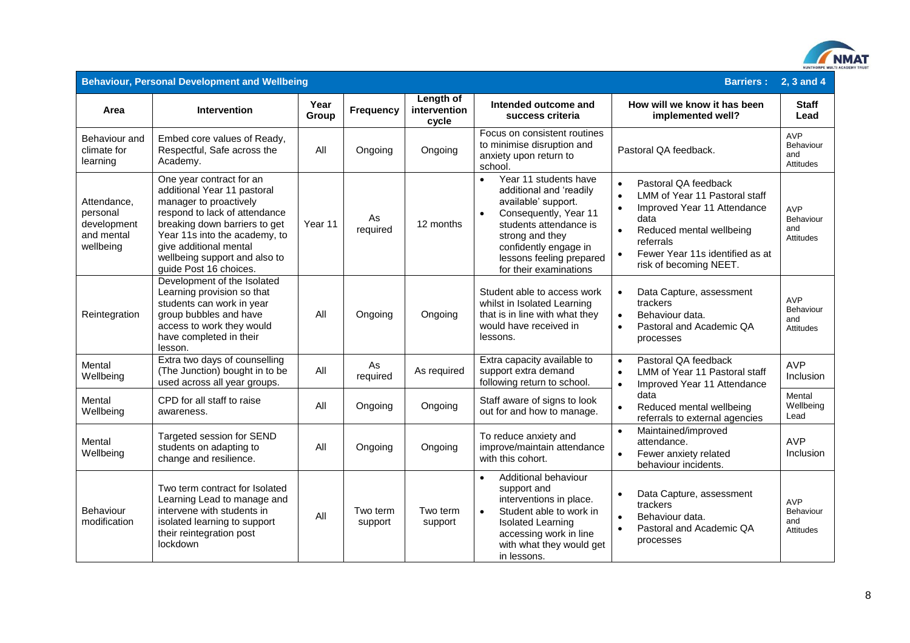| Behaviour, Personal Development and Wellbeing | | | | | | Barriers : | 2, 3 and 4 |
|---|---|---|---|---|---|---|---|
| **Area** | **Intervention** | **Year Group** | **Frequency** | **Length of intervention cycle** | **Intended outcome and success criteria** | **How will we know it has been implemented well?** | **Staff Lead** |
| Behaviour and climate for learning | Embed core values of Ready, Respectful, Safe across the Academy. | All | Ongoing | Ongoing | Focus on consistent routines to minimise disruption and anxiety upon return to school. | Pastoral QA feedback. | AVP Behaviour and Attitudes |
| Attendance, personal development and mental wellbeing | One year contract for an additional Year 11 pastoral manager to proactively respond to lack of attendance breaking down barriers to get Year 11s into the academy, to give additional mental wellbeing support and also to guide Post 16 choices. | Year 11 | As required | 12 months | • Year 11 students have additional and 'readily available' support.<br>• Consequently, Year 11 students attendance is strong and they confidently engage in lessons feeling prepared for their examinations | • Pastoral QA feedback<br>• LMM of Year 11 Pastoral staff<br>• Improved Year 11 Attendance data<br>• Reduced mental wellbeing referrals<br>• Fewer Year 11s identified as at risk of becoming NEET. | AVP Behaviour and Attitudes |
| Reintegration | Development of the Isolated Learning provision so that students can work in year group bubbles and have access to work they would have completed in their lesson. | All | Ongoing | Ongoing | Student able to access work whilst in Isolated Learning that is in line with what they would have received in lessons. | • Data Capture, assessment trackers<br>• Behaviour data.<br>• Pastoral and Academic QA processes | AVP Behaviour and Attitudes |
| Mental Wellbeing | Extra two days of counselling (The Junction) bought in to be used across all year groups. | All | As required | As required | Extra capacity available to support extra demand following return to school. | • Pastoral QA feedback<br>• LMM of Year 11 Pastoral staff<br>• Improved Year 11 Attendance data<br>• Reduced mental wellbeing referrals to external agencies | AVP Inclusion |
| Mental Wellbeing | CPD for all staff to raise awareness. | All | Ongoing | Ongoing | Staff aware of signs to look out for and how to manage. | | Mental Wellbeing Lead |
| Mental Wellbeing | Targeted session for SEND students on adapting to change and resilience. | All | Ongoing | Ongoing | To reduce anxiety and improve/maintain attendance with this cohort. | • Maintained/improved attendance.<br>• Fewer anxiety related behaviour incidents. | AVP Inclusion |
| Behaviour modification | Two term contract for Isolated Learning Lead to manage and intervene with students in isolated learning to support their reintegration post lockdown | All | Two term support | Two term support | • Additional behaviour support and interventions in place.<br>• Student able to work in Isolated Learning accessing work in line with what they would get in lessons. | • Data Capture, assessment trackers<br>• Behaviour data.<br>• Pastoral and Academic QA processes | AVP Behaviour and Attitudes |